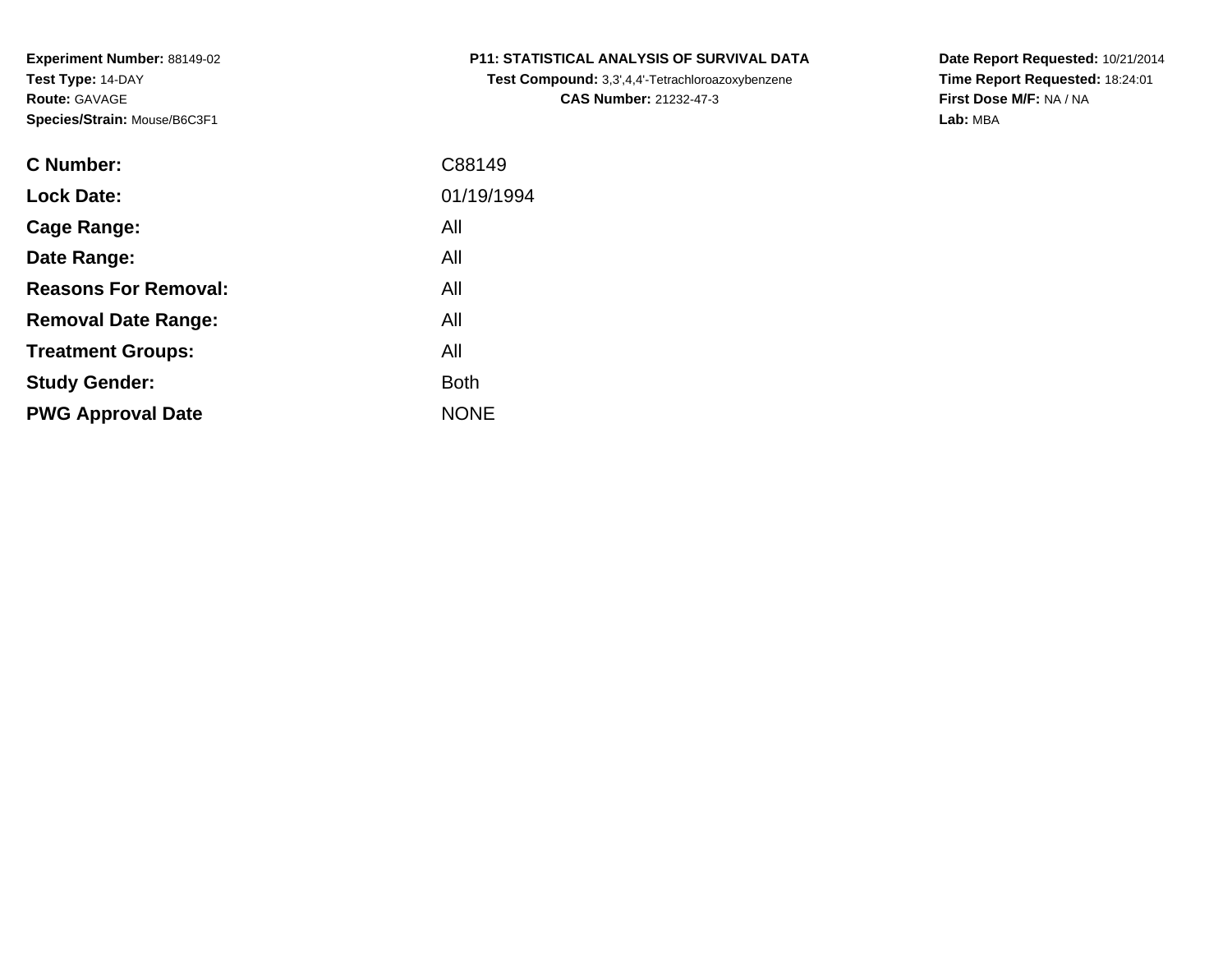**Experiment Number:** 88149-02
**Test Type:** 14-DAY
**Route:** GAVAGE
**Species/Strain:** Mouse/B6C3F1

**P11: STATISTICAL ANALYSIS OF SURVIVAL DATA**
**Test Compound:** 3,3',4,4'-Tetrachloroazoxybenzene
**CAS Number:** 21232-47-3

**Date Report Requested:** 10/21/2014
**Time Report Requested:** 18:24:01
**First Dose M/F:** NA / NA
**Lab:** MBA

| | |
|---|---|
| **C Number:** | C88149 |
| **Lock Date:** | 01/19/1994 |
| **Cage Range:** | All |
| **Date Range:** | All |
| **Reasons For Removal:** | All |
| **Removal Date Range:** | All |
| **Treatment Groups:** | All |
| **Study Gender:** | Both |
| **PWG Approval Date** | NONE |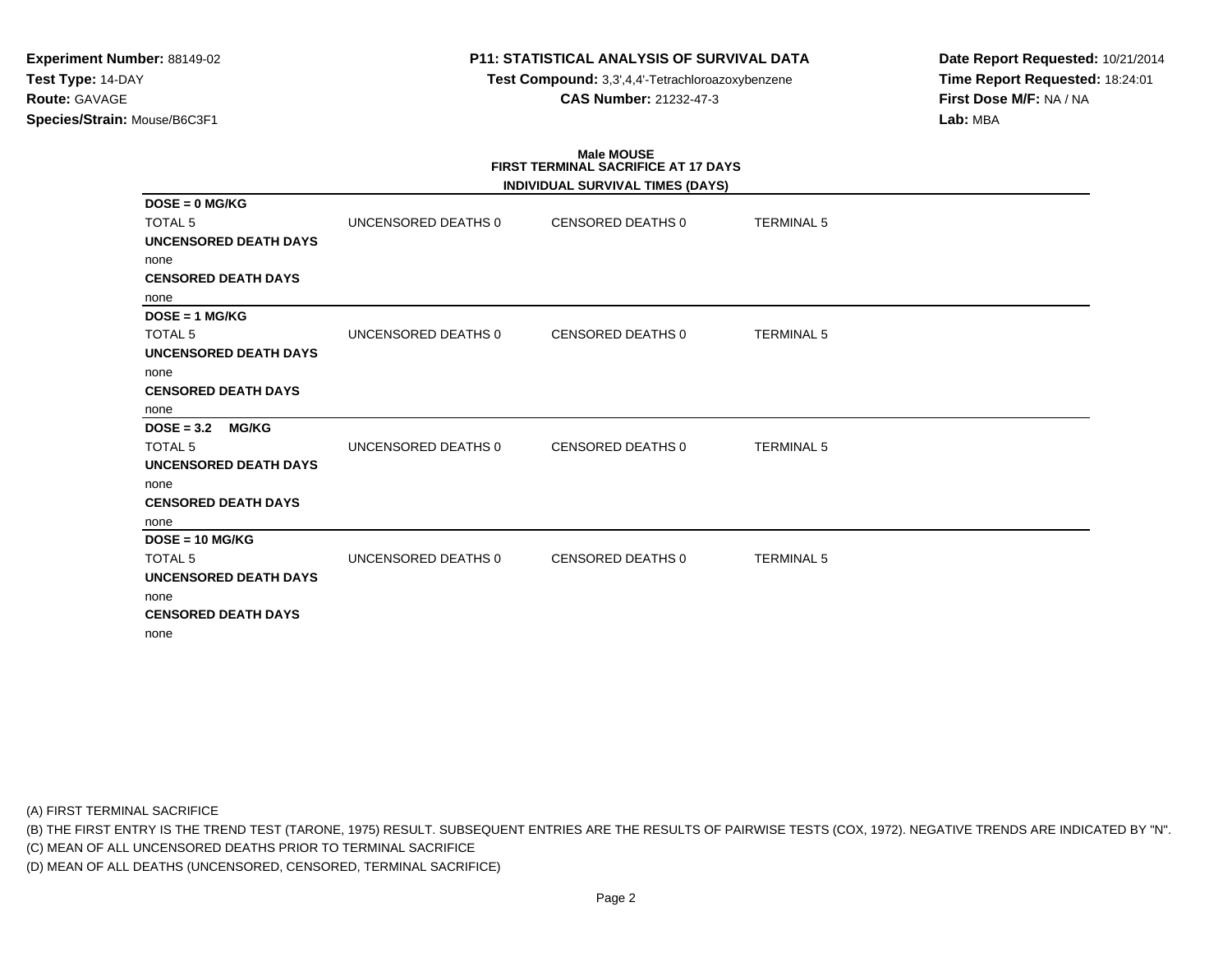**Experiment Number:** 88149-02
**Test Type:** 14-DAY
**Route:** GAVAGE
**Species/Strain:** Mouse/B6C3F1

**P11: STATISTICAL ANALYSIS OF SURVIVAL DATA**
**Test Compound:** 3,3',4,4'-Tetrachloroazoxybenzene
**CAS Number:** 21232-47-3

**Date Report Requested:** 10/21/2014
**Time Report Requested:** 18:24:01
**First Dose M/F:** NA / NA
**Lab:** MBA

## Male MOUSE
### FIRST TERMINAL SACRIFICE AT 17 DAYS
### INDIVIDUAL SURVIVAL TIMES (DAYS)

**DOSE = 0 MG/KG**

| TOTAL 5 | UNCENSORED DEATHS 0 | CENSORED DEATHS 0 | TERMINAL 5 |
|---|---|---|---|

**UNCENSORED DEATH DAYS**
none
**CENSORED DEATH DAYS**
none

**DOSE = 1 MG/KG**

| TOTAL 5 | UNCENSORED DEATHS 0 | CENSORED DEATHS 0 | TERMINAL 5 |
|---|---|---|---|

**UNCENSORED DEATH DAYS**
none
**CENSORED DEATH DAYS**
none

**DOSE = 3.2 MG/KG**

| TOTAL 5 | UNCENSORED DEATHS 0 | CENSORED DEATHS 0 | TERMINAL 5 |
|---|---|---|---|

**UNCENSORED DEATH DAYS**
none
**CENSORED DEATH DAYS**
none

**DOSE = 10 MG/KG**

| TOTAL 5 | UNCENSORED DEATHS 0 | CENSORED DEATHS 0 | TERMINAL 5 |
|---|---|---|---|

**UNCENSORED DEATH DAYS**
none
**CENSORED DEATH DAYS**
none

(A) FIRST TERMINAL SACRIFICE
(B) THE FIRST ENTRY IS THE TREND TEST (TARONE, 1975) RESULT. SUBSEQUENT ENTRIES ARE THE RESULTS OF PAIRWISE TESTS (COX, 1972). NEGATIVE TRENDS ARE INDICATED BY "N".
(C) MEAN OF ALL UNCENSORED DEATHS PRIOR TO TERMINAL SACRIFICE
(D) MEAN OF ALL DEATHS (UNCENSORED, CENSORED, TERMINAL SACRIFICE)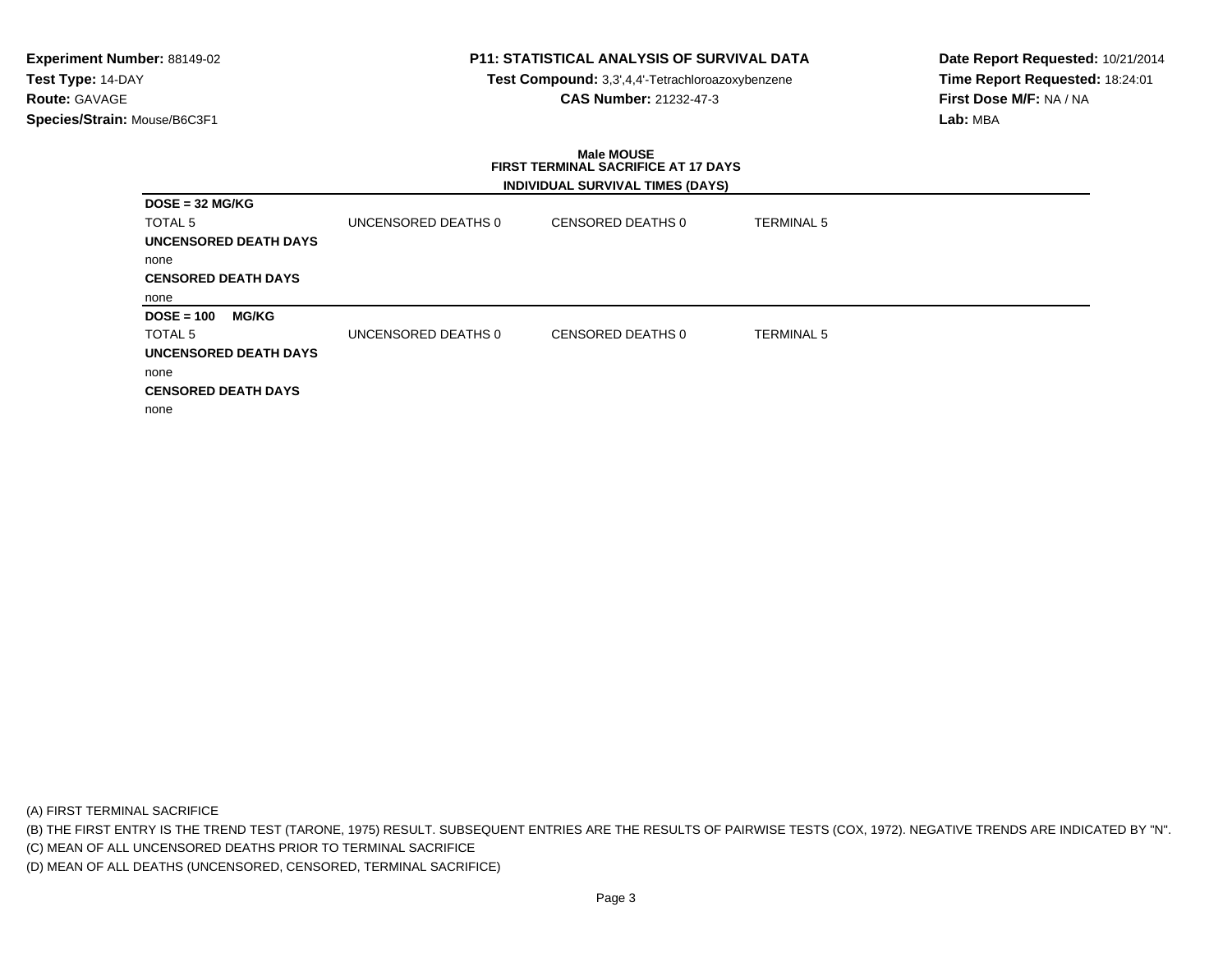**Experiment Number:** 88149-02
**Test Type:** 14-DAY
**Route:** GAVAGE
**Species/Strain:** Mouse/B6C3F1

**P11: STATISTICAL ANALYSIS OF SURVIVAL DATA**
**Test Compound:** 3,3',4,4'-Tetrachloroazoxybenzene
**CAS Number:** 21232-47-3

**Date Report Requested:** 10/21/2014
**Time Report Requested:** 18:24:01
**First Dose M/F:** NA / NA
**Lab:** MBA

## Male MOUSE
### FIRST TERMINAL SACRIFICE AT 17 DAYS
#### INDIVIDUAL SURVIVAL TIMES (DAYS)

**DOSE = 32 MG/KG**

| TOTAL 5 | UNCENSORED DEATHS 0 | CENSORED DEATHS 0 | TERMINAL 5 |
|---|---|---|---|

**UNCENSORED DEATH DAYS**

none

**CENSORED DEATH DAYS**

none

**DOSE = 100 MG/KG**

| TOTAL 5 | UNCENSORED DEATHS 0 | CENSORED DEATHS 0 | TERMINAL 5 |
|---|---|---|---|

**UNCENSORED DEATH DAYS**

none

**CENSORED DEATH DAYS**

none

(A) FIRST TERMINAL SACRIFICE
(B) THE FIRST ENTRY IS THE TREND TEST (TARONE, 1975) RESULT. SUBSEQUENT ENTRIES ARE THE RESULTS OF PAIRWISE TESTS (COX, 1972). NEGATIVE TRENDS ARE INDICATED BY "N".
(C) MEAN OF ALL UNCENSORED DEATHS PRIOR TO TERMINAL SACRIFICE
(D) MEAN OF ALL DEATHS (UNCENSORED, CENSORED, TERMINAL SACRIFICE)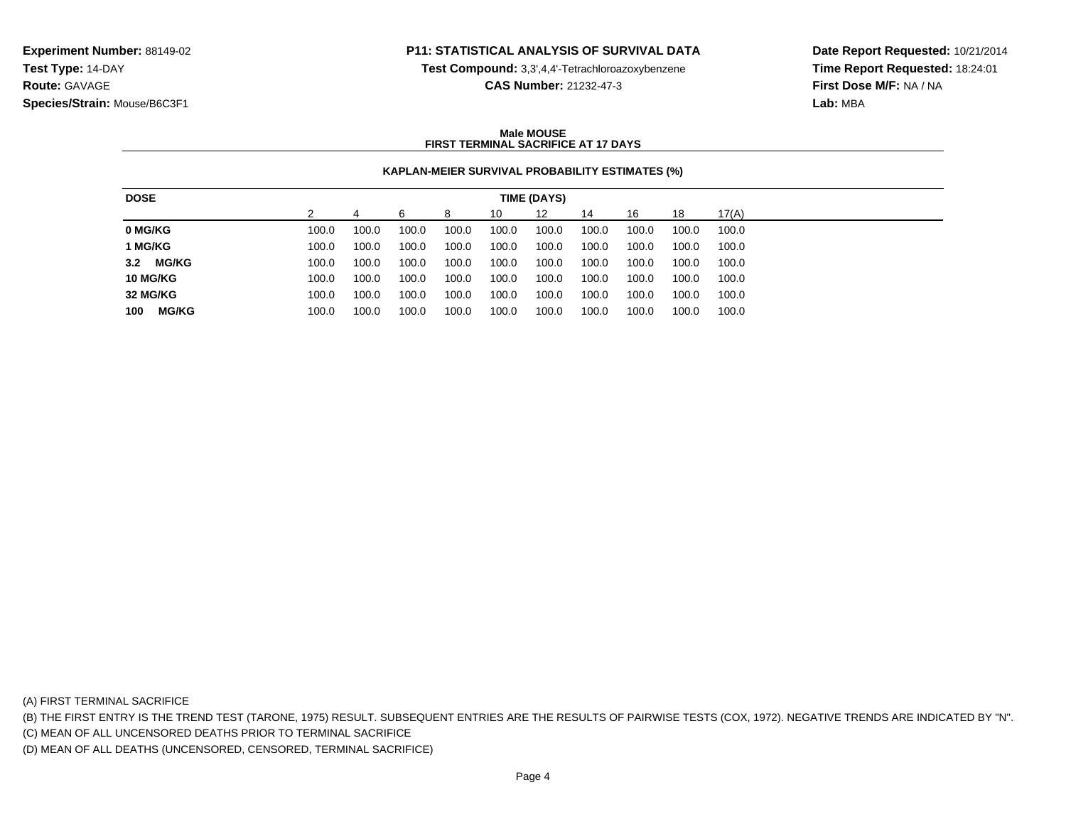**Experiment Number:** 88149-02
**Test Type:** 14-DAY
**Route:** GAVAGE
**Species/Strain:** Mouse/B6C3F1

**P11: STATISTICAL ANALYSIS OF SURVIVAL DATA**
**Test Compound:** 3,3',4,4'-Tetrachloroazoxybenzene
**CAS Number:** 21232-47-3

**Date Report Requested:** 10/21/2014
**Time Report Requested:** 18:24:01
**First Dose M/F:** NA / NA
**Lab:** MBA

**Male MOUSE**
**FIRST TERMINAL SACRIFICE AT 17 DAYS**

**KAPLAN-MEIER SURVIVAL PROBABILITY ESTIMATES (%)**

| DOSE | TIME (DAYS) | | | | | | | | | |
|---|---|---|---|---|---|---|---|---|---|---|
| | 2 | 4 | 6 | 8 | 10 | 12 | 14 | 16 | 18 | 17(A) |
| **0 MG/KG** | 100.0 | 100.0 | 100.0 | 100.0 | 100.0 | 100.0 | 100.0 | 100.0 | 100.0 | 100.0 |
| **1 MG/KG** | 100.0 | 100.0 | 100.0 | 100.0 | 100.0 | 100.0 | 100.0 | 100.0 | 100.0 | 100.0 |
| **3.2 MG/KG** | 100.0 | 100.0 | 100.0 | 100.0 | 100.0 | 100.0 | 100.0 | 100.0 | 100.0 | 100.0 |
| **10 MG/KG** | 100.0 | 100.0 | 100.0 | 100.0 | 100.0 | 100.0 | 100.0 | 100.0 | 100.0 | 100.0 |
| **32 MG/KG** | 100.0 | 100.0 | 100.0 | 100.0 | 100.0 | 100.0 | 100.0 | 100.0 | 100.0 | 100.0 |
| **100 MG/KG** | 100.0 | 100.0 | 100.0 | 100.0 | 100.0 | 100.0 | 100.0 | 100.0 | 100.0 | 100.0 |

(A) FIRST TERMINAL SACRIFICE

(B) THE FIRST ENTRY IS THE TREND TEST (TARONE, 1975) RESULT. SUBSEQUENT ENTRIES ARE THE RESULTS OF PAIRWISE TESTS (COX, 1972). NEGATIVE TRENDS ARE INDICATED BY "N".

(C) MEAN OF ALL UNCENSORED DEATHS PRIOR TO TERMINAL SACRIFICE

(D) MEAN OF ALL DEATHS (UNCENSORED, CENSORED, TERMINAL SACRIFICE)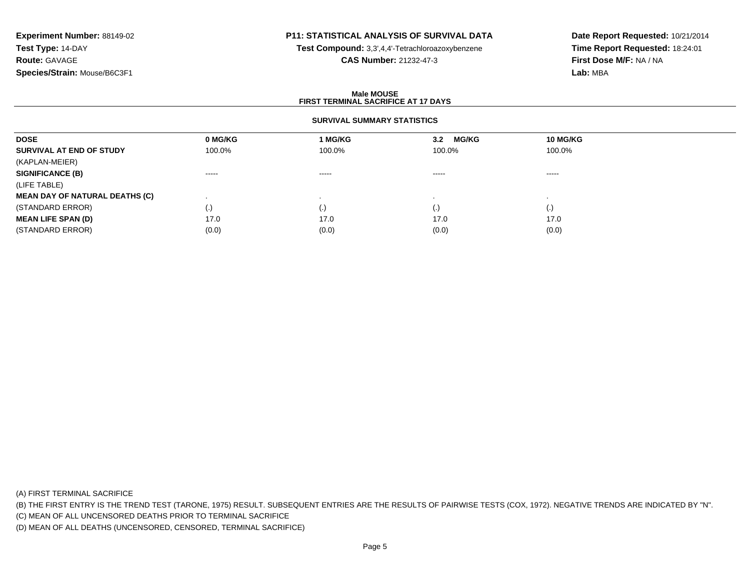**Experiment Number:** 88149-02
**Test Type:** 14-DAY
**Route:** GAVAGE
**Species/Strain:** Mouse/B6C3F1

**P11: STATISTICAL ANALYSIS OF SURVIVAL DATA**
**Test Compound:** 3,3',4,4'-Tetrachloroazoxybenzene
**CAS Number:** 21232-47-3

**Date Report Requested:** 10/21/2014
**Time Report Requested:** 18:24:01
**First Dose M/F:** NA / NA
**Lab:** MBA

## Male MOUSE
## FIRST TERMINAL SACRIFICE AT 17 DAYS

### SURVIVAL SUMMARY STATISTICS

| DOSE | 0 MG/KG | 1 MG/KG | 3.2 MG/KG | 10 MG/KG |
|---|---|---|---|---|
| **SURVIVAL AT END OF STUDY** | 100.0% | 100.0% | 100.0% | 100.0% |
| (KAPLAN-MEIER) | | | | |
| **SIGNIFICANCE (B)** | ----- | ----- | ----- | ----- |
| (LIFE TABLE) | | | | |
| **MEAN DAY OF NATURAL DEATHS (C)** | . | . | . | . |
| (STANDARD ERROR) | (.) | (.) | (.) | (.) |
| **MEAN LIFE SPAN (D)** | 17.0 | 17.0 | 17.0 | 17.0 |
| (STANDARD ERROR) | (0.0) | (0.0) | (0.0) | (0.0) |

(A) FIRST TERMINAL SACRIFICE
(B) THE FIRST ENTRY IS THE TREND TEST (TARONE, 1975) RESULT. SUBSEQUENT ENTRIES ARE THE RESULTS OF PAIRWISE TESTS (COX, 1972). NEGATIVE TRENDS ARE INDICATED BY "N".
(C) MEAN OF ALL UNCENSORED DEATHS PRIOR TO TERMINAL SACRIFICE
(D) MEAN OF ALL DEATHS (UNCENSORED, CENSORED, TERMINAL SACRIFICE)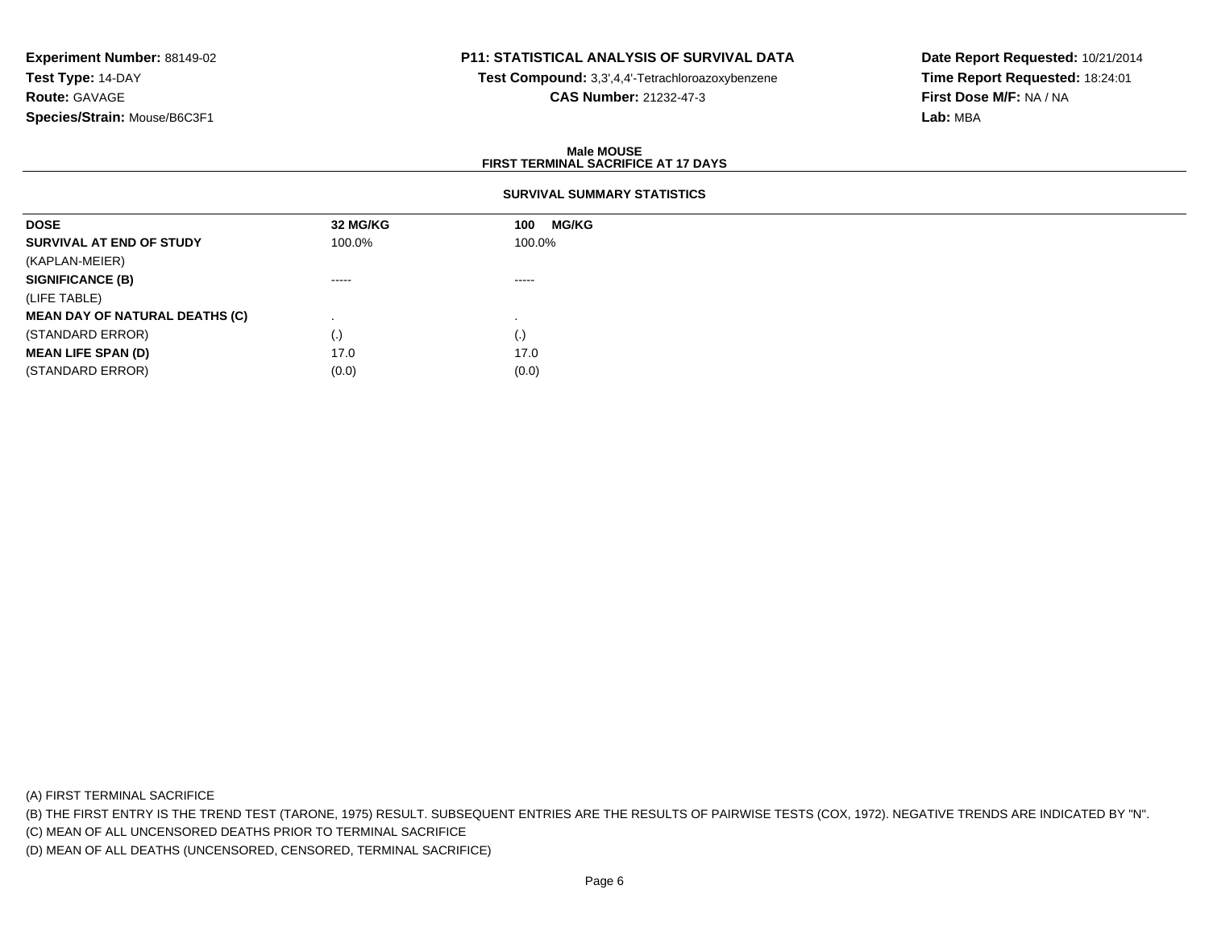**Experiment Number:** 88149-02
**Test Type:** 14-DAY
**Route:** GAVAGE
**Species/Strain:** Mouse/B6C3F1

**P11: STATISTICAL ANALYSIS OF SURVIVAL DATA**
**Test Compound:** 3,3',4,4'-Tetrachloroazoxybenzene
**CAS Number:** 21232-47-3

**Date Report Requested:** 10/21/2014
**Time Report Requested:** 18:24:01
**First Dose M/F:** NA / NA
**Lab:** MBA

**Male MOUSE**
**FIRST TERMINAL SACRIFICE AT 17 DAYS**

**SURVIVAL SUMMARY STATISTICS**

| DOSE | 32 MG/KG | 100 MG/KG |
|---|---|---|
| **SURVIVAL AT END OF STUDY** | 100.0% | 100.0% |
| (KAPLAN-MEIER) | | |
| **SIGNIFICANCE (B)** | ----- | ----- |
| (LIFE TABLE) | | |
| **MEAN DAY OF NATURAL DEATHS (C)** | . | . |
| (STANDARD ERROR) | (.) | (.) |
| **MEAN LIFE SPAN (D)** | 17.0 | 17.0 |
| (STANDARD ERROR) | (0.0) | (0.0) |

(A) FIRST TERMINAL SACRIFICE
(B) THE FIRST ENTRY IS THE TREND TEST (TARONE, 1975) RESULT. SUBSEQUENT ENTRIES ARE THE RESULTS OF PAIRWISE TESTS (COX, 1972). NEGATIVE TRENDS ARE INDICATED BY "N".
(C) MEAN OF ALL UNCENSORED DEATHS PRIOR TO TERMINAL SACRIFICE
(D) MEAN OF ALL DEATHS (UNCENSORED, CENSORED, TERMINAL SACRIFICE)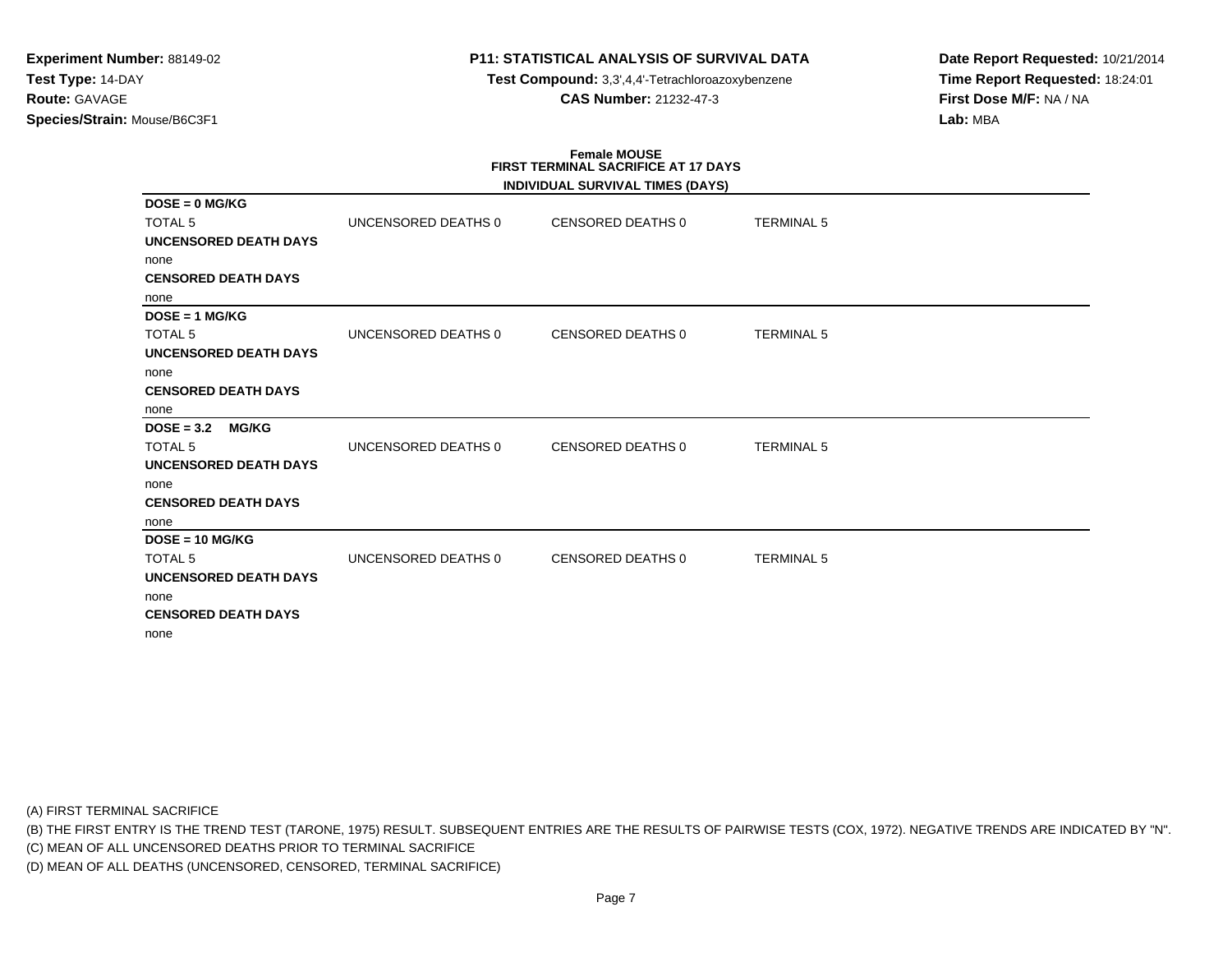**Experiment Number:** 88149-02
**Test Type:** 14-DAY
**Route:** GAVAGE
**Species/Strain:** Mouse/B6C3F1

**P11: STATISTICAL ANALYSIS OF SURVIVAL DATA**
**Test Compound:** 3,3',4,4'-Tetrachloroazoxybenzene
**CAS Number:** 21232-47-3

**Date Report Requested:** 10/21/2014
**Time Report Requested:** 18:24:01
**First Dose M/F:** NA / NA
**Lab:** MBA

**Female MOUSE**
**FIRST TERMINAL SACRIFICE AT 17 DAYS**
**INDIVIDUAL SURVIVAL TIMES (DAYS)**

**DOSE = 0 MG/KG**

| TOTAL 5 | UNCENSORED DEATHS 0 | CENSORED DEATHS 0 | TERMINAL 5 |
|---|---|---|---|

**UNCENSORED DEATH DAYS**
none
**CENSORED DEATH DAYS**
none

**DOSE = 1 MG/KG**

| TOTAL 5 | UNCENSORED DEATHS 0 | CENSORED DEATHS 0 | TERMINAL 5 |
|---|---|---|---|

**UNCENSORED DEATH DAYS**
none
**CENSORED DEATH DAYS**
none

**DOSE = 3.2 MG/KG**

| TOTAL 5 | UNCENSORED DEATHS 0 | CENSORED DEATHS 0 | TERMINAL 5 |
|---|---|---|---|

**UNCENSORED DEATH DAYS**
none
**CENSORED DEATH DAYS**
none

**DOSE = 10 MG/KG**

| TOTAL 5 | UNCENSORED DEATHS 0 | CENSORED DEATHS 0 | TERMINAL 5 |
|---|---|---|---|

**UNCENSORED DEATH DAYS**
none
**CENSORED DEATH DAYS**
none

(A) FIRST TERMINAL SACRIFICE
(B) THE FIRST ENTRY IS THE TREND TEST (TARONE, 1975) RESULT. SUBSEQUENT ENTRIES ARE THE RESULTS OF PAIRWISE TESTS (COX, 1972). NEGATIVE TRENDS ARE INDICATED BY "N".
(C) MEAN OF ALL UNCENSORED DEATHS PRIOR TO TERMINAL SACRIFICE
(D) MEAN OF ALL DEATHS (UNCENSORED, CENSORED, TERMINAL SACRIFICE)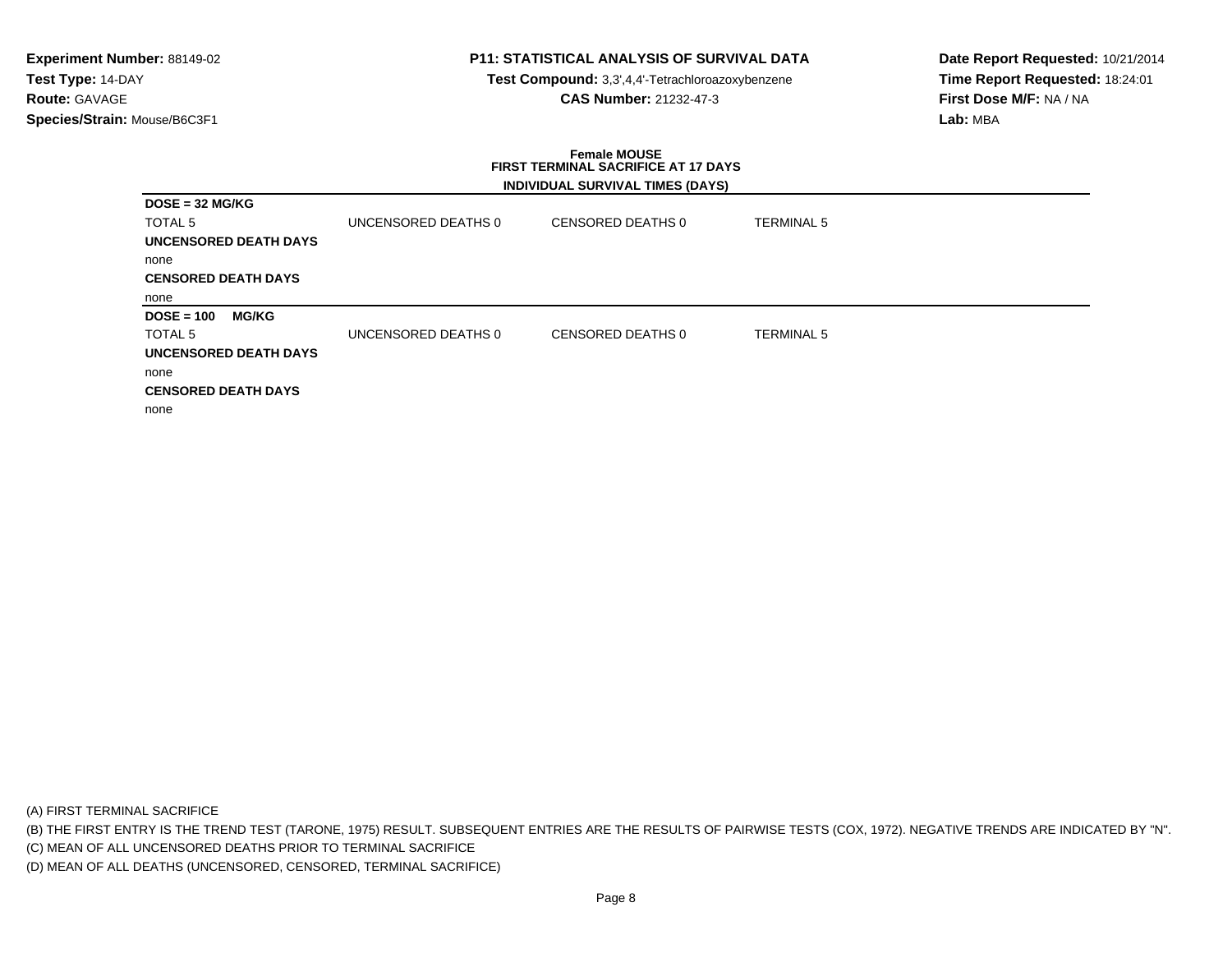**Experiment Number:** 88149-02
**Test Type:** 14-DAY
**Route:** GAVAGE
**Species/Strain:** Mouse/B6C3F1

**P11: STATISTICAL ANALYSIS OF SURVIVAL DATA**
**Test Compound:** 3,3',4,4'-Tetrachloroazoxybenzene
**CAS Number:** 21232-47-3

**Date Report Requested:** 10/21/2014
**Time Report Requested:** 18:24:01
**First Dose M/F:** NA / NA
**Lab:** MBA

**Female MOUSE**
**FIRST TERMINAL SACRIFICE AT 17 DAYS**
**INDIVIDUAL SURVIVAL TIMES (DAYS)**

**DOSE = 32 MG/KG**

| TOTAL 5 | UNCENSORED DEATHS 0 | CENSORED DEATHS 0 | TERMINAL 5 |
|---|---|---|---|

**UNCENSORED DEATH DAYS**

none

**CENSORED DEATH DAYS**

none

**DOSE = 100 MG/KG**

| TOTAL 5 | UNCENSORED DEATHS 0 | CENSORED DEATHS 0 | TERMINAL 5 |
|---|---|---|---|

**UNCENSORED DEATH DAYS**

none

**CENSORED DEATH DAYS**

none

(A) FIRST TERMINAL SACRIFICE
(B) THE FIRST ENTRY IS THE TREND TEST (TARONE, 1975) RESULT. SUBSEQUENT ENTRIES ARE THE RESULTS OF PAIRWISE TESTS (COX, 1972). NEGATIVE TRENDS ARE INDICATED BY "N".
(C) MEAN OF ALL UNCENSORED DEATHS PRIOR TO TERMINAL SACRIFICE
(D) MEAN OF ALL DEATHS (UNCENSORED, CENSORED, TERMINAL SACRIFICE)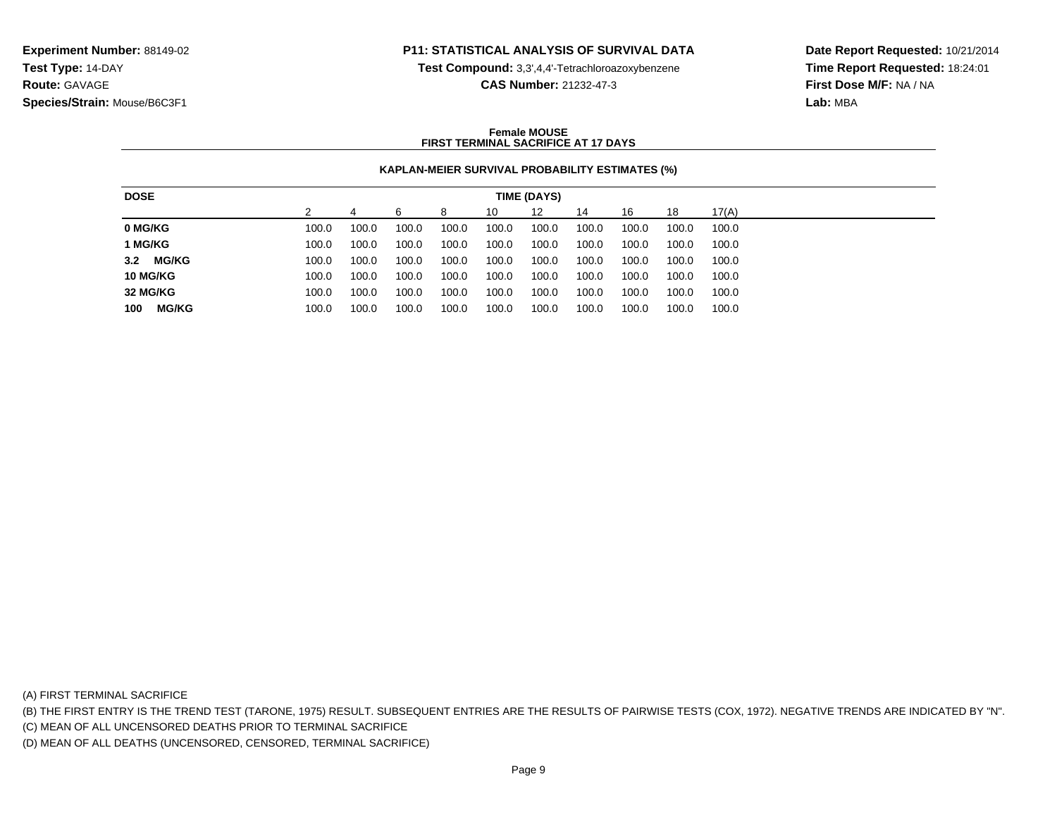**Experiment Number:** 88149-02
**Test Type:** 14-DAY
**Route:** GAVAGE
**Species/Strain:** Mouse/B6C3F1

## P11: STATISTICAL ANALYSIS OF SURVIVAL DATA

**Test Compound:** 3,3',4,4'-Tetrachloroazoxybenzene
**CAS Number:** 21232-47-3

**Date Report Requested:** 10/21/2014
**Time Report Requested:** 18:24:01
**First Dose M/F:** NA / NA
**Lab:** MBA

### Female MOUSE
### FIRST TERMINAL SACRIFICE AT 17 DAYS

#### KAPLAN-MEIER SURVIVAL PROBABILITY ESTIMATES (%)

| DOSE | TIME (DAYS) | | | | | | | | | |
|---|---|---|---|---|---|---|---|---|---|---|
| | 2 | 4 | 6 | 8 | 10 | 12 | 14 | 16 | 18 | 17(A) |
| **0 MG/KG** | 100.0 | 100.0 | 100.0 | 100.0 | 100.0 | 100.0 | 100.0 | 100.0 | 100.0 | 100.0 |
| **1 MG/KG** | 100.0 | 100.0 | 100.0 | 100.0 | 100.0 | 100.0 | 100.0 | 100.0 | 100.0 | 100.0 |
| **3.2 MG/KG** | 100.0 | 100.0 | 100.0 | 100.0 | 100.0 | 100.0 | 100.0 | 100.0 | 100.0 | 100.0 |
| **10 MG/KG** | 100.0 | 100.0 | 100.0 | 100.0 | 100.0 | 100.0 | 100.0 | 100.0 | 100.0 | 100.0 |
| **32 MG/KG** | 100.0 | 100.0 | 100.0 | 100.0 | 100.0 | 100.0 | 100.0 | 100.0 | 100.0 | 100.0 |
| **100 MG/KG** | 100.0 | 100.0 | 100.0 | 100.0 | 100.0 | 100.0 | 100.0 | 100.0 | 100.0 | 100.0 |

(A) FIRST TERMINAL SACRIFICE
(B) THE FIRST ENTRY IS THE TREND TEST (TARONE, 1975) RESULT. SUBSEQUENT ENTRIES ARE THE RESULTS OF PAIRWISE TESTS (COX, 1972). NEGATIVE TRENDS ARE INDICATED BY "N".
(C) MEAN OF ALL UNCENSORED DEATHS PRIOR TO TERMINAL SACRIFICE
(D) MEAN OF ALL DEATHS (UNCENSORED, CENSORED, TERMINAL SACRIFICE)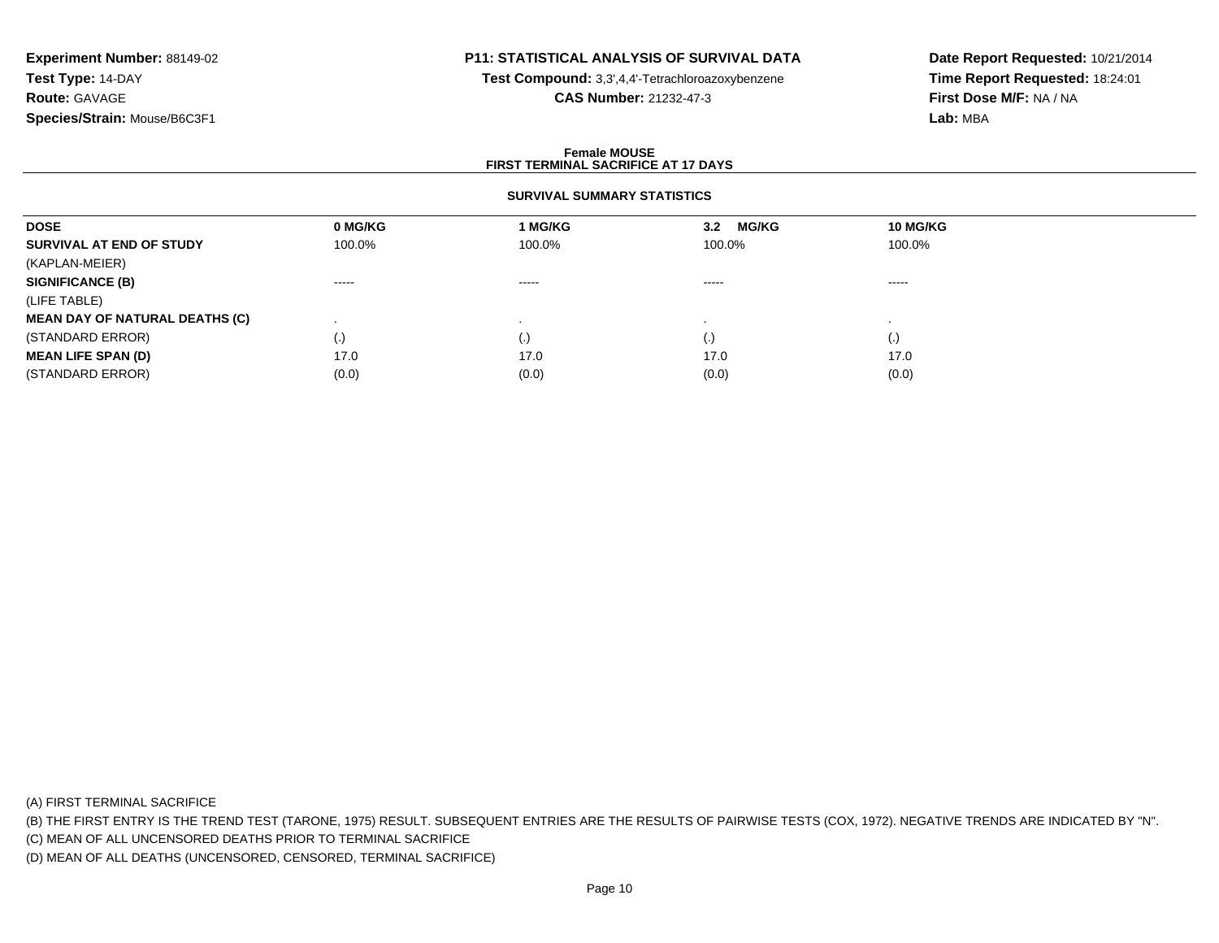**Experiment Number:** 88149-02
**Test Type:** 14-DAY
**Route:** GAVAGE
**Species/Strain:** Mouse/B6C3F1

**P11: STATISTICAL ANALYSIS OF SURVIVAL DATA**
**Test Compound:** 3,3',4,4'-Tetrachloroazoxybenzene
**CAS Number:** 21232-47-3

**Date Report Requested:** 10/21/2014
**Time Report Requested:** 18:24:01
**First Dose M/F:** NA / NA
**Lab:** MBA

**Female MOUSE**
**FIRST TERMINAL SACRIFICE AT 17 DAYS**

**SURVIVAL SUMMARY STATISTICS**

| DOSE | 0 MG/KG | 1 MG/KG | 3.2 MG/KG | 10 MG/KG |
|---|---|---|---|---|
| **SURVIVAL AT END OF STUDY** | 100.0% | 100.0% | 100.0% | 100.0% |
| (KAPLAN-MEIER) | | | | |
| **SIGNIFICANCE (B)** | ----- | ----- | ----- | ----- |
| (LIFE TABLE) | | | | |
| **MEAN DAY OF NATURAL DEATHS (C)** | . | . | . | . |
| (STANDARD ERROR) | (.) | (.) | (.) | (.) |
| **MEAN LIFE SPAN (D)** | 17.0 | 17.0 | 17.0 | 17.0 |
| (STANDARD ERROR) | (0.0) | (0.0) | (0.0) | (0.0) |

(A) FIRST TERMINAL SACRIFICE
(B) THE FIRST ENTRY IS THE TREND TEST (TARONE, 1975) RESULT. SUBSEQUENT ENTRIES ARE THE RESULTS OF PAIRWISE TESTS (COX, 1972). NEGATIVE TRENDS ARE INDICATED BY "N".
(C) MEAN OF ALL UNCENSORED DEATHS PRIOR TO TERMINAL SACRIFICE
(D) MEAN OF ALL DEATHS (UNCENSORED, CENSORED, TERMINAL SACRIFICE)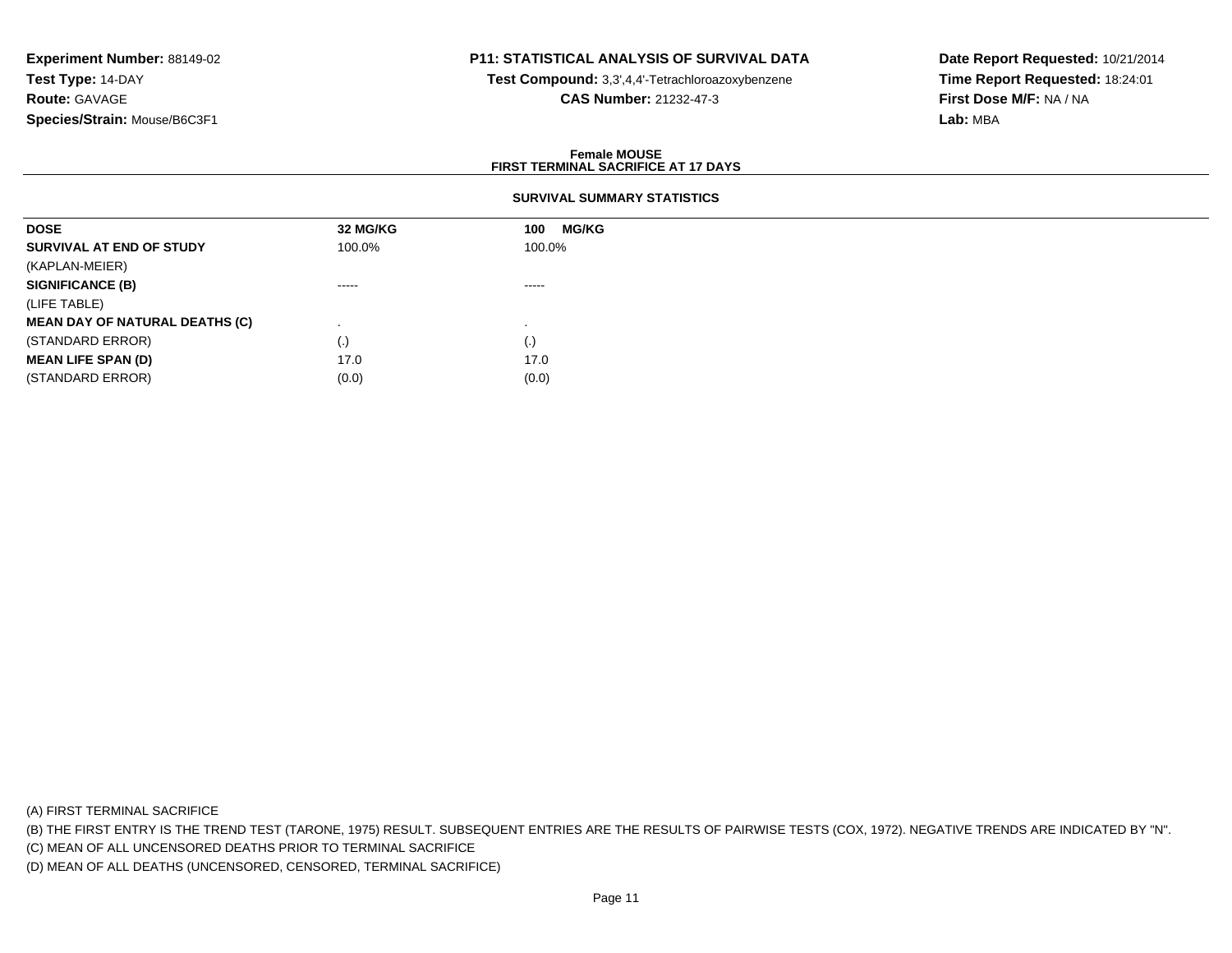**Experiment Number:** 88149-02
**Test Type:** 14-DAY
**Route:** GAVAGE
**Species/Strain:** Mouse/B6C3F1

**P11: STATISTICAL ANALYSIS OF SURVIVAL DATA**
**Test Compound:** 3,3',4,4'-Tetrachloroazoxybenzene
**CAS Number:** 21232-47-3

**Date Report Requested:** 10/21/2014
**Time Report Requested:** 18:24:01
**First Dose M/F:** NA / NA
**Lab:** MBA

**Female MOUSE**
**FIRST TERMINAL SACRIFICE AT 17 DAYS**

**SURVIVAL SUMMARY STATISTICS**

| DOSE | 32 MG/KG | 100 MG/KG |
|---|---|---|
| **SURVIVAL AT END OF STUDY** | 100.0% | 100.0% |
| (KAPLAN-MEIER) | | |
| **SIGNIFICANCE (B)** | ----- | ----- |
| (LIFE TABLE) | | |
| **MEAN DAY OF NATURAL DEATHS (C)** | . | . |
| (STANDARD ERROR) | (.) | (.) |
| **MEAN LIFE SPAN (D)** | 17.0 | 17.0 |
| (STANDARD ERROR) | (0.0) | (0.0) |

(A) FIRST TERMINAL SACRIFICE
(B) THE FIRST ENTRY IS THE TREND TEST (TARONE, 1975) RESULT. SUBSEQUENT ENTRIES ARE THE RESULTS OF PAIRWISE TESTS (COX, 1972). NEGATIVE TRENDS ARE INDICATED BY "N".
(C) MEAN OF ALL UNCENSORED DEATHS PRIOR TO TERMINAL SACRIFICE
(D) MEAN OF ALL DEATHS (UNCENSORED, CENSORED, TERMINAL SACRIFICE)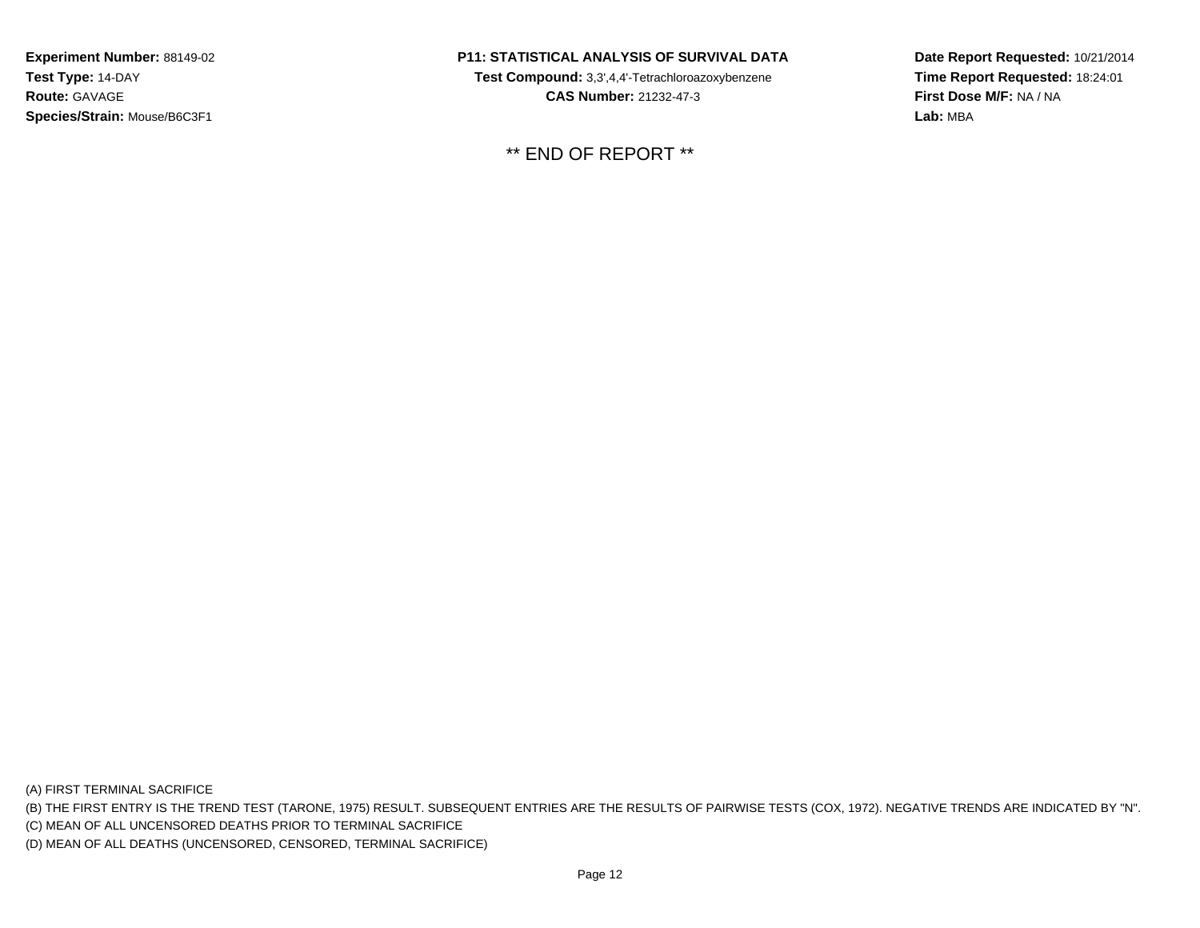**Experiment Number:** 88149-02
**Test Type:** 14-DAY
**Route:** GAVAGE
**Species/Strain:** Mouse/B6C3F1

**P11: STATISTICAL ANALYSIS OF SURVIVAL DATA**
**Test Compound:** 3,3',4,4'-Tetrachloroazoxybenzene
**CAS Number:** 21232-47-3

**Date Report Requested:** 10/21/2014
**Time Report Requested:** 18:24:01
**First Dose M/F:** NA / NA
**Lab:** MBA

** END OF REPORT **

(A) FIRST TERMINAL SACRIFICE
(B) THE FIRST ENTRY IS THE TREND TEST (TARONE, 1975) RESULT. SUBSEQUENT ENTRIES ARE THE RESULTS OF PAIRWISE TESTS (COX, 1972). NEGATIVE TRENDS ARE INDICATED BY "N".
(C) MEAN OF ALL UNCENSORED DEATHS PRIOR TO TERMINAL SACRIFICE
(D) MEAN OF ALL DEATHS (UNCENSORED, CENSORED, TERMINAL SACRIFICE)